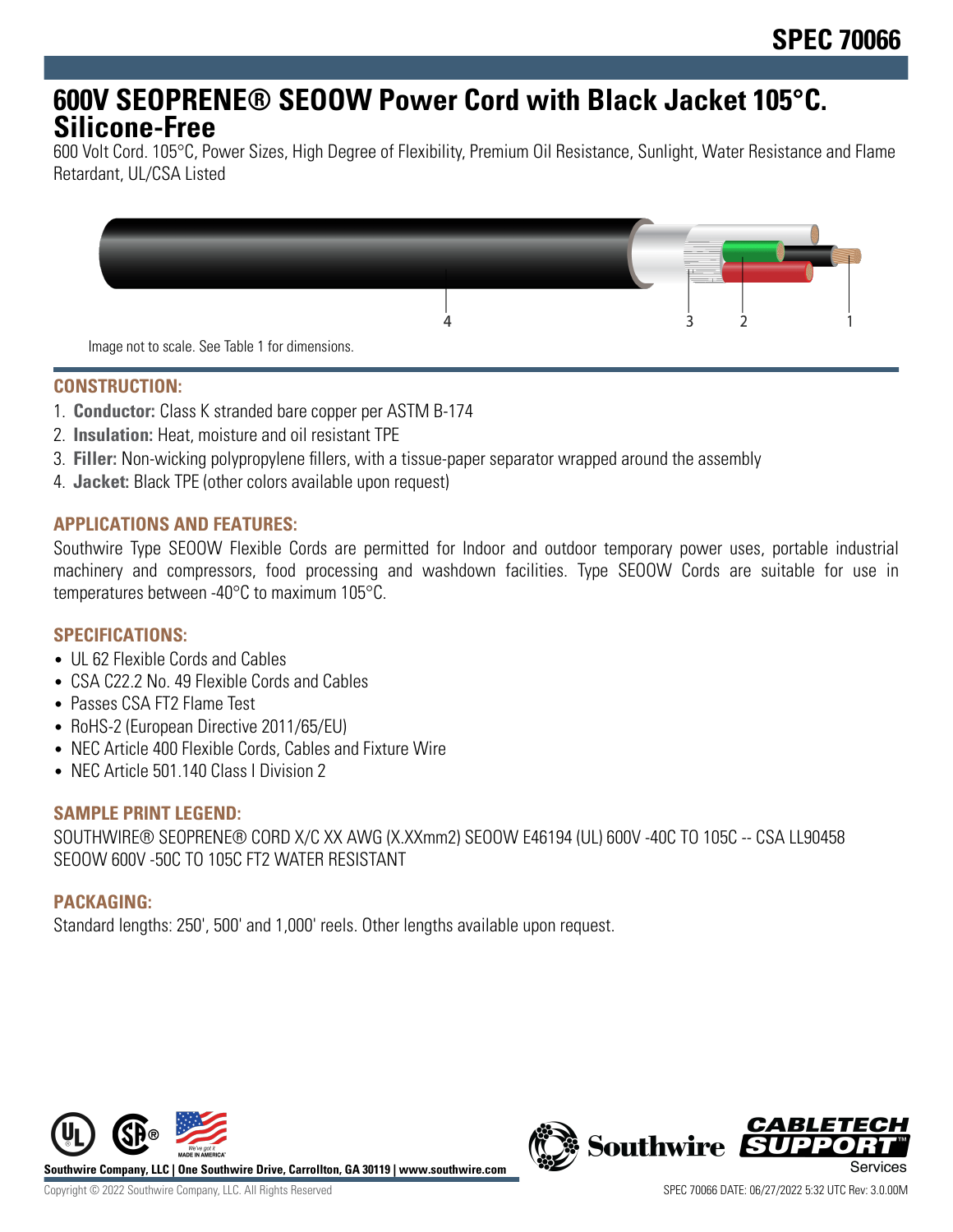# 600V SEOPRENE® SEOOW Power Cord with Black Jacket 105°C. Silicone-Free

600 Volt Cord. 105°C, Power Sizes, High Degree of Flexibility, Premium Oil Resistance, Sunlight, Water Resistance and Flame Retardant, UL/CSA Listed

Image not to scale. See Table 1 for dimensions.

## CONSTRUCTION:

1. **Conductor:** Class K stranded bare copper per ASTM B-174
2. **Insulation:** Heat, moisture and oil resistant TPE
3. **Filler:** Non-wicking polypropylene fillers, with a tissue-paper separator wrapped around the assembly
4. **Jacket:** Black TPE (other colors available upon request)

## APPLICATIONS AND FEATURES:

Southwire Type SEOOW Flexible Cords are permitted for Indoor and outdoor temporary power uses, portable industrial machinery and compressors, food processing and washdown facilities. Type SEOOW Cords are suitable for use in temperatures between -40°C to maximum 105°C.

## SPECIFICATIONS:

- UL 62 Flexible Cords and Cables
- CSA C22.2 No. 49 Flexible Cords and Cables
- Passes CSA FT2 Flame Test
- RoHS-2 (European Directive 2011/65/EU)
- NEC Article 400 Flexible Cords, Cables and Fixture Wire
- NEC Article 501.140 Class I Division 2

## SAMPLE PRINT LEGEND:

SOUTHWIRE® SEOPRENE® CORD X/C XX AWG (X.XXmm2) SEOOW E46194 (UL) 600V -40C TO 105C -- CSA LL90458 SEOOW 600V -50C TO 105C FT2 WATER RESISTANT

## PACKAGING:

Standard lengths: 250', 500' and 1,000' reels. Other lengths available upon request.

Southwire Company, LLC | One Southwire Drive, Carrollton, GA 30119 | www.southwire.com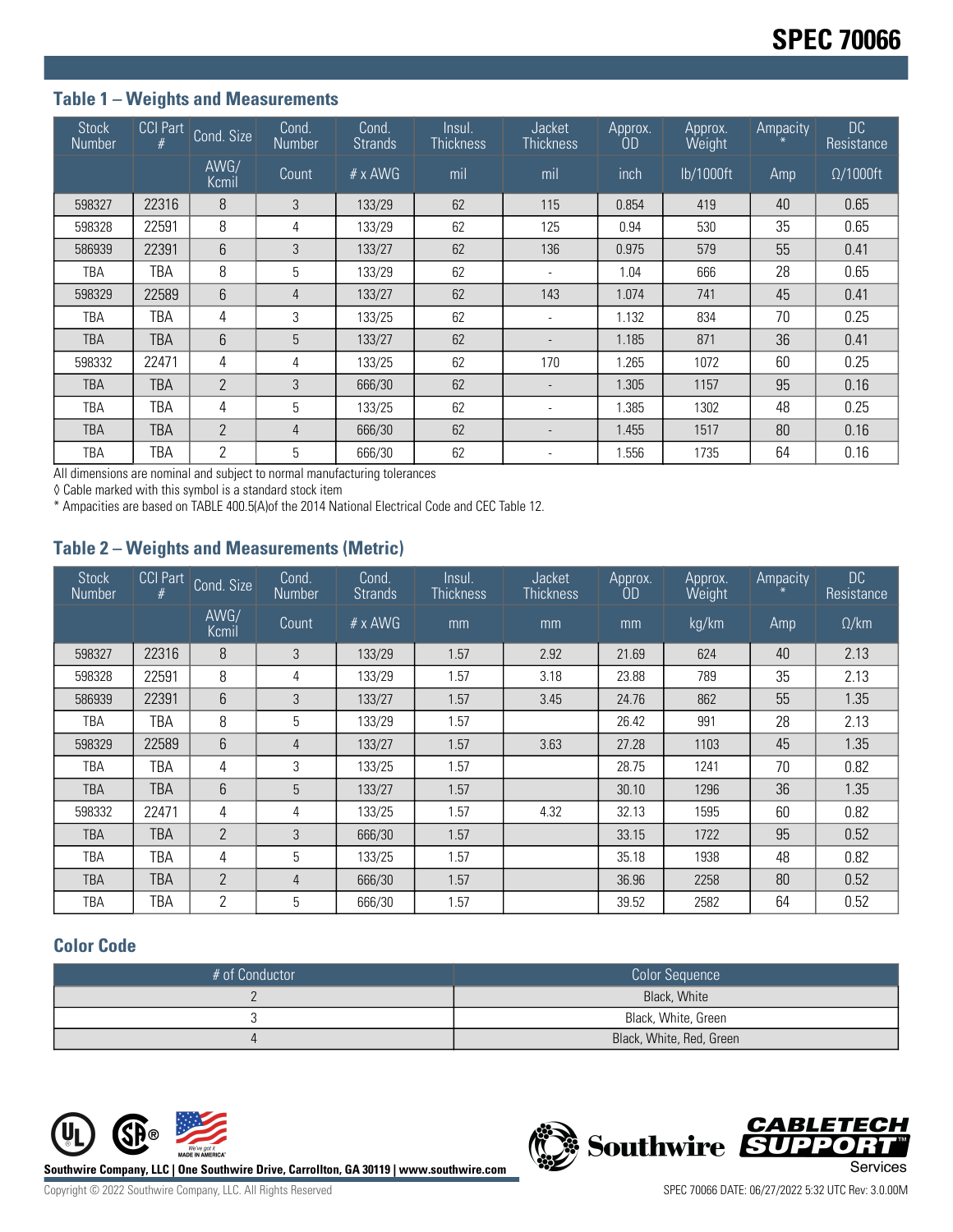# SPEC 70066

## Table 1 – Weights and Measurements

| Stock Number | CCI Part # | Cond. Size | Cond. Number | Cond. Strands | Insul. Thickness | Jacket Thickness | Approx. OD | Approx. Weight | Ampacity * | DC Resistance |
|---|---|---|---|---|---|---|---|---|---|---|
| | | AWG/ Kcmil | Count | # x AWG | mil | mil | inch | lb/1000ft | Amp | Ω/1000ft |
| 598327 | 22316 | 8 | 3 | 133/29 | 62 | 115 | 0.854 | 419 | 40 | 0.65 |
| 598328 | 22591 | 8 | 4 | 133/29 | 62 | 125 | 0.94 | 530 | 35 | 0.65 |
| 586939 | 22391 | 6 | 3 | 133/27 | 62 | 136 | 0.975 | 579 | 55 | 0.41 |
| TBA | TBA | 8 | 5 | 133/29 | 62 | - | 1.04 | 666 | 28 | 0.65 |
| 598329 | 22589 | 6 | 4 | 133/27 | 62 | 143 | 1.074 | 741 | 45 | 0.41 |
| TBA | TBA | 4 | 3 | 133/25 | 62 | - | 1.132 | 834 | 70 | 0.25 |
| TBA | TBA | 6 | 5 | 133/27 | 62 | - | 1.185 | 871 | 36 | 0.41 |
| 598332 | 22471 | 4 | 4 | 133/25 | 62 | 170 | 1.265 | 1072 | 60 | 0.25 |
| TBA | TBA | 2 | 3 | 666/30 | 62 | - | 1.305 | 1157 | 95 | 0.16 |
| TBA | TBA | 4 | 5 | 133/25 | 62 | - | 1.385 | 1302 | 48 | 0.25 |
| TBA | TBA | 2 | 4 | 666/30 | 62 | - | 1.455 | 1517 | 80 | 0.16 |
| TBA | TBA | 2 | 5 | 666/30 | 62 | - | 1.556 | 1735 | 64 | 0.16 |

All dimensions are nominal and subject to normal manufacturing tolerances

◊ Cable marked with this symbol is a standard stock item

* Ampacities are based on TABLE 400.5(A)of the 2014 National Electrical Code and CEC Table 12.

## Table 2 – Weights and Measurements (Metric)

| Stock Number | CCI Part # | Cond. Size | Cond. Number | Cond. Strands | Insul. Thickness | Jacket Thickness | Approx. OD | Approx. Weight | Ampacity * | DC Resistance |
|---|---|---|---|---|---|---|---|---|---|---|
| | | AWG/ Kcmil | Count | # x AWG | mm | mm | mm | kg/km | Amp | Ω/km |
| 598327 | 22316 | 8 | 3 | 133/29 | 1.57 | 2.92 | 21.69 | 624 | 40 | 2.13 |
| 598328 | 22591 | 8 | 4 | 133/29 | 1.57 | 3.18 | 23.88 | 789 | 35 | 2.13 |
| 586939 | 22391 | 6 | 3 | 133/27 | 1.57 | 3.45 | 24.76 | 862 | 55 | 1.35 |
| TBA | TBA | 8 | 5 | 133/29 | 1.57 | | 26.42 | 991 | 28 | 2.13 |
| 598329 | 22589 | 6 | 4 | 133/27 | 1.57 | 3.63 | 27.28 | 1103 | 45 | 1.35 |
| TBA | TBA | 4 | 3 | 133/25 | 1.57 | | 28.75 | 1241 | 70 | 0.82 |
| TBA | TBA | 6 | 5 | 133/27 | 1.57 | | 30.10 | 1296 | 36 | 1.35 |
| 598332 | 22471 | 4 | 4 | 133/25 | 1.57 | 4.32 | 32.13 | 1595 | 60 | 0.82 |
| TBA | TBA | 2 | 3 | 666/30 | 1.57 | | 33.15 | 1722 | 95 | 0.52 |
| TBA | TBA | 4 | 5 | 133/25 | 1.57 | | 35.18 | 1938 | 48 | 0.82 |
| TBA | TBA | 2 | 4 | 666/30 | 1.57 | | 36.96 | 2258 | 80 | 0.52 |
| TBA | TBA | 2 | 5 | 666/30 | 1.57 | | 39.52 | 2582 | 64 | 0.52 |

## Color Code

| # of Conductor | Color Sequence |
|---|---|
| 2 | Black, White |
| 3 | Black, White, Green |
| 4 | Black, White, Red, Green |

Southwire Company, LLC | One Southwire Drive, Carrollton, GA 30119 | www.southwire.com

Copyright © 2022 Southwire Company, LLC. All Rights Reserved

SPEC 70066 DATE: 06/27/2022 5:32 UTC Rev: 3.0.00M